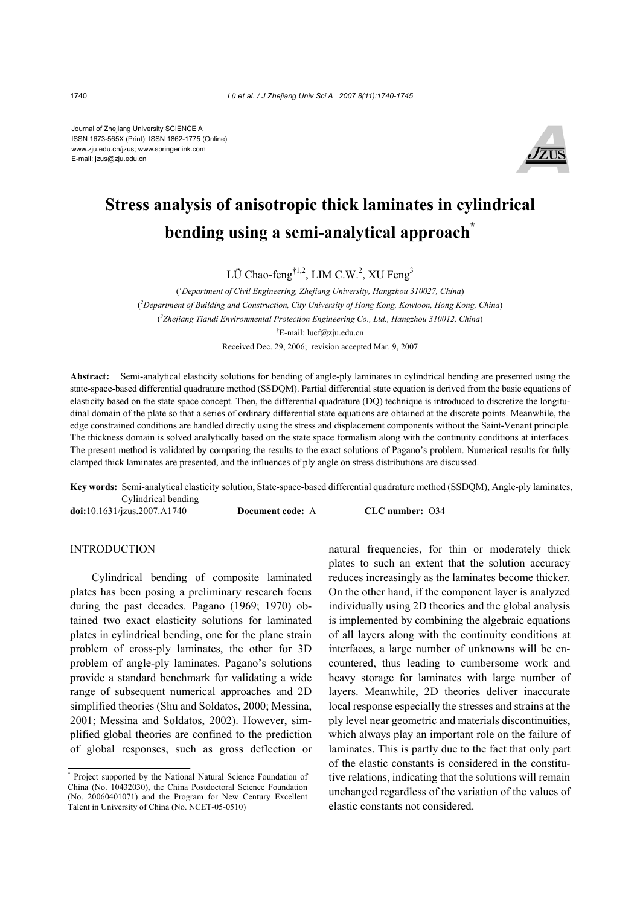Journal of Zhejiang University SCIENCE A
ISSN 1673-565X (Print); ISSN 1862-1775 (Online)
www.zju.edu.cn/jzus; www.springerlink.com
E-mail: jzus@zju.edu.cn

# Stress analysis of anisotropic thick laminates in cylindrical bending using a semi-analytical approach*

LÜ Chao-feng[†1,2], LIM C.W.[2], XU Feng[3]

([1]*Department of Civil Engineering, Zhejiang University, Hangzhou 310027, China*)
([2]*Department of Building and Construction, City University of Hong Kong, Kowloon, Hong Kong, China*)
([3]*Zhejiang Tiandi Environmental Protection Engineering Co., Ltd., Hangzhou 310012, China*)
[†]E-mail: lucf@zju.edu.cn
Received Dec. 29, 2006; revision accepted Mar. 9, 2007

**Abstract:** Semi-analytical elasticity solutions for bending of angle-ply laminates in cylindrical bending are presented using the state-space-based differential quadrature method (SSDQM). Partial differential state equation is derived from the basic equations of elasticity based on the state space concept. Then, the differential quadrature (DQ) technique is introduced to discretize the longitudinal domain of the plate so that a series of ordinary differential state equations are obtained at the discrete points. Meanwhile, the edge constrained conditions are handled directly using the stress and displacement components without the Saint-Venant principle. The thickness domain is solved analytically based on the state space formalism along with the continuity conditions at interfaces. The present method is validated by comparing the results to the exact solutions of Pagano's problem. Numerical results for fully clamped thick laminates are presented, and the influences of ply angle on stress distributions are discussed.

**Key words:** Semi-analytical elasticity solution, State-space-based differential quadrature method (SSDQM), Angle-ply laminates, Cylindrical bending

**doi:**10.1631/jzus.2007.A1740 **Document code:** A **CLC number:** O34

## INTRODUCTION

Cylindrical bending of composite laminated plates has been posing a preliminary research focus during the past decades. Pagano (1969; 1970) obtained two exact elasticity solutions for laminated plates in cylindrical bending, one for the plane strain problem of cross-ply laminates, the other for 3D problem of angle-ply laminates. Pagano's solutions provide a standard benchmark for validating a wide range of subsequent numerical approaches and 2D simplified theories (Shu and Soldatos, 2000; Messina, 2001; Messina and Soldatos, 2002). However, simplified global theories are confined to the prediction of global responses, such as gross deflection or natural frequencies, for thin or moderately thick plates to such an extent that the solution accuracy reduces increasingly as the laminates become thicker. On the other hand, if the component layer is analyzed individually using 2D theories and the global analysis is implemented by combining the algebraic equations of all layers along with the continuity conditions at interfaces, a large number of unknowns will be encountered, thus leading to cumbersome work and heavy storage for laminates with large number of layers. Meanwhile, 2D theories deliver inaccurate local response especially the stresses and strains at the ply level near geometric and materials discontinuities, which always play an important role on the failure of laminates. This is partly due to the fact that only part of the elastic constants is considered in the constitutive relations, indicating that the solutions will remain unchanged regardless of the variation of the values of elastic constants not considered.

---

* Project supported by the National Natural Science Foundation of China (No. 10432030), the China Postdoctoral Science Foundation (No. 20060401071) and the Program for New Century Excellent Talent in University of China (No. NCET-05-0510)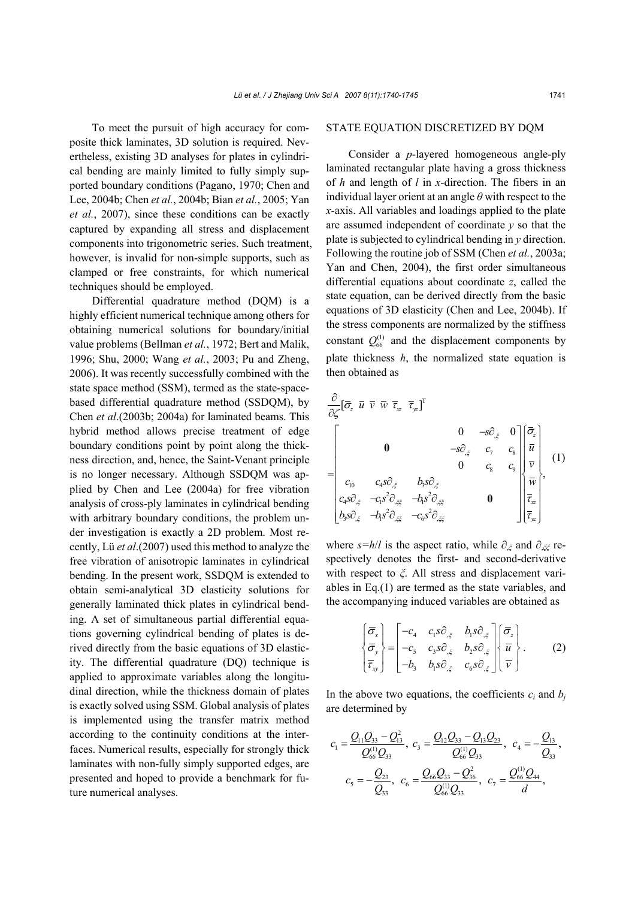To meet the pursuit of high accuracy for composite thick laminates, 3D solution is required. Nevertheless, existing 3D analyses for plates in cylindrical bending are mainly limited to fully simply supported boundary conditions (Pagano, 1970; Chen and Lee, 2004b; Chen *et al.*, 2004b; Bian *et al.*, 2005; Yan *et al.*, 2007), since these conditions can be exactly captured by expanding all stress and displacement components into trigonometric series. Such treatment, however, is invalid for non-simple supports, such as clamped or free constraints, for which numerical techniques should be employed.

Differential quadrature method (DQM) is a highly efficient numerical technique among others for obtaining numerical solutions for boundary/initial value problems (Bellman *et al.*, 1972; Bert and Malik, 1996; Shu, 2000; Wang *et al.*, 2003; Pu and Zheng, 2006). It was recently successfully combined with the state space method (SSM), termed as the state-space-based differential quadrature method (SSDQM), by Chen *et al*.(2003b; 2004a) for laminated beams. This hybrid method allows precise treatment of edge boundary conditions point by point along the thickness direction, and, hence, the Saint-Venant principle is no longer necessary. Although SSDQM was applied by Chen and Lee (2004a) for free vibration analysis of cross-ply laminates in cylindrical bending with arbitrary boundary conditions, the problem under investigation is exactly a 2D problem. Most recently, Lü *et al*.(2007) used this method to analyze the free vibration of anisotropic laminates in cylindrical bending. In the present work, SSDQM is extended to obtain semi-analytical 3D elasticity solutions for generally laminated thick plates in cylindrical bending. A set of simultaneous partial differential equations governing cylindrical bending of plates is derived directly from the basic equations of 3D elasticity. The differential quadrature (DQ) technique is applied to approximate variables along the longitudinal direction, while the thickness domain of plates is exactly solved using SSM. Global analysis of plates is implemented using the transfer matrix method according to the continuity conditions at the interfaces. Numerical results, especially for strongly thick laminates with non-fully simply supported edges, are presented and hoped to provide a benchmark for future numerical analyses.

## STATE EQUATION DISCRETIZED BY DQM

Consider a $p$-layered homogeneous angle-ply laminated rectangular plate having a gross thickness of $h$ and length of $l$ in $x$-direction. The fibers in an individual layer orient at an angle $\theta$ with respect to the $x$-axis. All variables and loadings applied to the plate are assumed independent of coordinate $y$ so that the plate is subjected to cylindrical bending in $y$ direction. Following the routine job of SSM (Chen *et al.*, 2003a; Yan and Chen, 2004), the first order simultaneous differential equations about coordinate $z$, called the state equation, can be derived directly from the basic equations of 3D elasticity (Chen and Lee, 2004b). If the stress components are normalized by the stiffness constant $Q_{66}^{(1)}$ and the displacement components by plate thickness $h$, the normalized state equation is then obtained as

$$\frac{\partial}{\partial \zeta}[\bar{\sigma}_z \;\; \bar{u} \;\; \bar{v} \;\; \bar{w} \;\; \bar{\tau}_{xz} \;\; \bar{\tau}_{yz}]^{\mathrm{T}} = \begin{bmatrix} & \mathbf{0} & & 0 & -s\partial_{,\xi} & 0 \\ & & & -s\partial_{,\xi} & c_7 & c_8 \\ & & & 0 & c_8 & c_9 \\ c_{10} & c_4 s\partial_{,\xi} & b_3 s\partial_{,\xi} & & & \\ c_4 s\partial_{,\xi} & -c_1 s^2\partial_{,\xi\xi} & -b_1 s^2\partial_{,\xi\xi} & & \mathbf{0} & \\ b_3 s\partial_{,\xi} & -b_1 s^2\partial_{,\xi\xi} & -c_6 s^2\partial_{,\xi\xi} & & & \end{bmatrix} \begin{Bmatrix} \bar{\sigma}_z \\ \bar{u} \\ \bar{v} \\ \bar{w} \\ \bar{\tau}_{xz} \\ \bar{\tau}_{yz} \end{Bmatrix}, \tag{1}$$

where $s=h/l$ is the aspect ratio, while $\partial_{,\xi}$ and $\partial_{,\xi\xi}$ respectively denotes the first- and second-derivative with respect to $\xi$. All stress and displacement variables in Eq.(1) are termed as the state variables, and the accompanying induced variables are obtained as

$$\begin{Bmatrix} \bar{\sigma}_x \\ \bar{\sigma}_y \\ \bar{\tau}_{xy} \end{Bmatrix} = \begin{bmatrix} -c_4 & c_1 s\partial_{,\xi} & b_1 s\partial_{,\xi} \\ -c_5 & c_3 s\partial_{,\xi} & b_2 s\partial_{,\xi} \\ -b_3 & b_1 s\partial_{,\xi} & c_6 s\partial_{,\xi} \end{bmatrix} \begin{Bmatrix} \bar{\sigma}_z \\ \bar{u} \\ \bar{v} \end{Bmatrix}. \tag{2}$$

In the above two equations, the coefficients $c_i$ and $b_j$ are determined by

$$c_1 = \frac{Q_{11}Q_{33} - Q_{13}^2}{Q_{66}^{(1)}Q_{33}},\; c_3 = \frac{Q_{12}Q_{33} - Q_{13}Q_{23}}{Q_{66}^{(1)}Q_{33}},\; c_4 = -\frac{Q_{13}}{Q_{33}},$$

$$c_5 = -\frac{Q_{23}}{Q_{33}},\; c_6 = \frac{Q_{66}Q_{33} - Q_{36}^2}{Q_{66}^{(1)}Q_{33}},\; c_7 = \frac{Q_{66}^{(1)}Q_{44}}{d},$$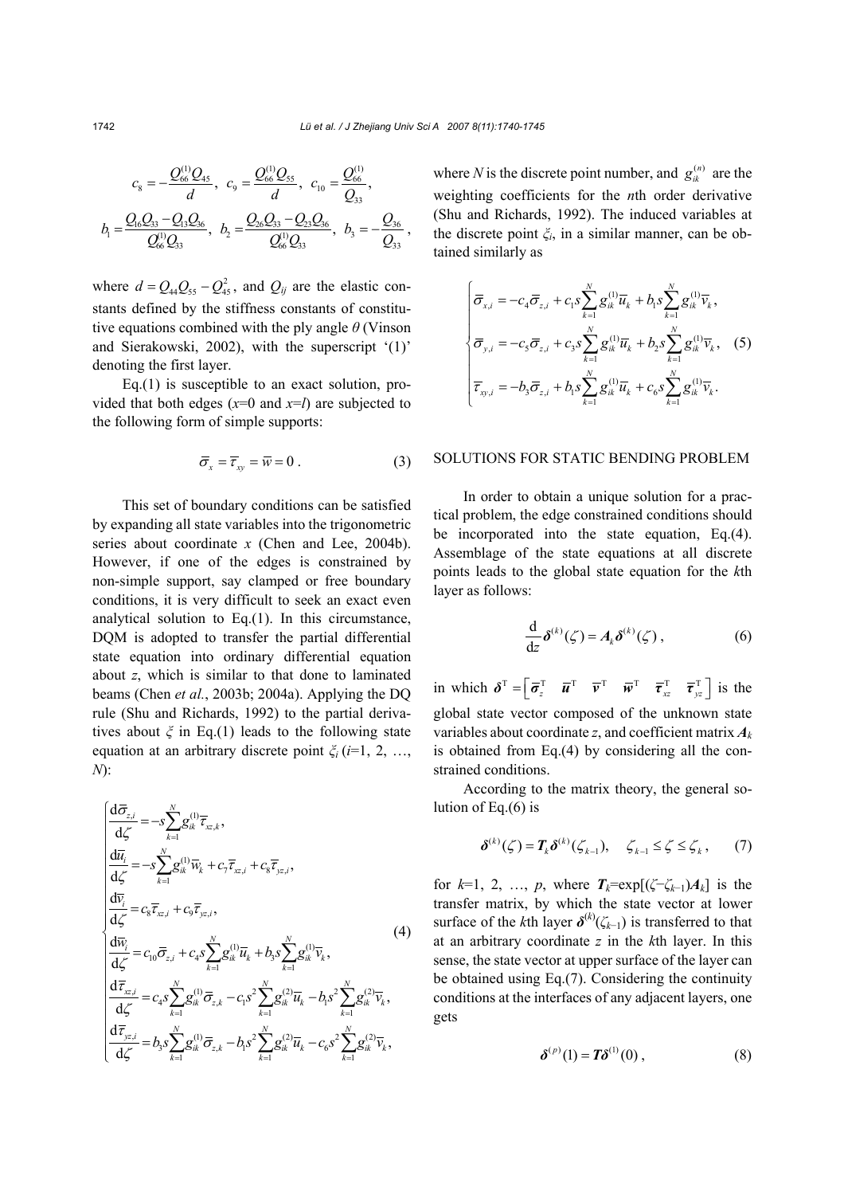$$c_8 = -\frac{Q_{66}^{(1)}Q_{45}}{d},\ c_9 = \frac{Q_{66}^{(1)}Q_{55}}{d},\ c_{10} = \frac{Q_{66}^{(1)}}{Q_{33}},$$

$$b_1 = \frac{Q_{16}Q_{33} - Q_{13}Q_{36}}{Q_{66}^{(1)}Q_{33}},\ b_2 = \frac{Q_{26}Q_{33} - Q_{23}Q_{36}}{Q_{66}^{(1)}Q_{33}},\ b_3 = -\frac{Q_{36}}{Q_{33}},$$

where $d = Q_{44}Q_{55} - Q_{45}^2$, and $Q_{ij}$ are the elastic constants defined by the stiffness constants of constitutive equations combined with the ply angle $\theta$ (Vinson and Sierakowski, 2002), with the superscript '(1)' denoting the first layer.

Eq.(1) is susceptible to an exact solution, provided that both edges ($x$=0 and $x$=$l$) are subjected to the following form of simple supports:

$$\bar{\sigma}_x = \bar{\tau}_{xy} = \bar{w} = 0\,. \tag{3}$$

This set of boundary conditions can be satisfied by expanding all state variables into the trigonometric series about coordinate $x$ (Chen and Lee, 2004b). However, if one of the edges is constrained by non-simple support, say clamped or free boundary conditions, it is very difficult to seek an exact even analytical solution to Eq.(1). In this circumstance, DQM is adopted to transfer the partial differential state equation into ordinary differential equation about $z$, which is similar to that done to laminated beams (Chen *et al.*, 2003b; 2004a). Applying the DQ rule (Shu and Richards, 1992) to the partial derivatives about $\xi$ in Eq.(1) leads to the following state equation at an arbitrary discrete point $\xi_i$ ($i$=1, 2, …, $N$):

$$\begin{cases}
\dfrac{\mathrm{d}\bar{\sigma}_{z,i}}{\mathrm{d}\zeta} = -s\sum_{k=1}^{N} g_{ik}^{(1)}\bar{\tau}_{xz,k}, \\
\dfrac{\mathrm{d}\bar{u}_i}{\mathrm{d}\zeta} = -s\sum_{k=1}^{N} g_{ik}^{(1)}\bar{w}_k + c_7\bar{\tau}_{xz,i} + c_8\bar{\tau}_{yz,i}, \\
\dfrac{\mathrm{d}\bar{v}_i}{\mathrm{d}\zeta} = c_8\bar{\tau}_{xz,i} + c_9\bar{\tau}_{yz,i}, \\
\dfrac{\mathrm{d}\bar{w}_i}{\mathrm{d}\zeta} = c_{10}\bar{\sigma}_{z,i} + c_4 s\sum_{k=1}^{N} g_{ik}^{(1)}\bar{u}_k + b_3 s\sum_{k=1}^{N} g_{ik}^{(1)}\bar{v}_k, \\
\dfrac{\mathrm{d}\bar{\tau}_{xz,i}}{\mathrm{d}\zeta} = c_4 s\sum_{k=1}^{N} g_{ik}^{(1)}\bar{\sigma}_{z,k} - c_1 s^2\sum_{k=1}^{N} g_{ik}^{(2)}\bar{u}_k - b_1 s^2\sum_{k=1}^{N} g_{ik}^{(2)}\bar{v}_k, \\
\dfrac{\mathrm{d}\bar{\tau}_{yz,i}}{\mathrm{d}\zeta} = b_3 s\sum_{k=1}^{N} g_{ik}^{(1)}\bar{\sigma}_{z,k} - b_1 s^2\sum_{k=1}^{N} g_{ik}^{(2)}\bar{u}_k - c_6 s^2\sum_{k=1}^{N} g_{ik}^{(2)}\bar{v}_k,
\end{cases} \tag{4}$$

where $N$ is the discrete point number, and $g_{ik}^{(n)}$ are the weighting coefficients for the $n$th order derivative (Shu and Richards, 1992). The induced variables at the discrete point $\xi_i$, in a similar manner, can be obtained similarly as

$$\begin{cases}
\bar{\sigma}_{x,i} = -c_4\bar{\sigma}_{z,i} + c_1 s\sum_{k=1}^{N} g_{ik}^{(1)}\bar{u}_k + b_1 s\sum_{k=1}^{N} g_{ik}^{(1)}\bar{v}_k, \\
\bar{\sigma}_{y,i} = -c_5\bar{\sigma}_{z,i} + c_3 s\sum_{k=1}^{N} g_{ik}^{(1)}\bar{u}_k + b_2 s\sum_{k=1}^{N} g_{ik}^{(1)}\bar{v}_k, \\
\bar{\tau}_{xy,i} = -b_3\bar{\sigma}_{z,i} + b_1 s\sum_{k=1}^{N} g_{ik}^{(1)}\bar{u}_k + c_6 s\sum_{k=1}^{N} g_{ik}^{(1)}\bar{v}_k.
\end{cases} \tag{5}$$

## SOLUTIONS FOR STATIC BENDING PROBLEM

In order to obtain a unique solution for a practical problem, the edge constrained conditions should be incorporated into the state equation, Eq.(4). Assemblage of the state equations at all discrete points leads to the global state equation for the $k$th layer as follows:

$$\frac{\mathrm{d}}{\mathrm{d}z}\boldsymbol{\delta}^{(k)}(\zeta) = \boldsymbol{A}_k\boldsymbol{\delta}^{(k)}(\zeta)\,, \tag{6}$$

in which $\boldsymbol{\delta}^{\mathrm{T}} = \begin{bmatrix}\bar{\boldsymbol{\sigma}}_z^{\mathrm{T}} & \bar{\boldsymbol{u}}^{\mathrm{T}} & \bar{\boldsymbol{v}}^{\mathrm{T}} & \bar{\boldsymbol{w}}^{\mathrm{T}} & \bar{\boldsymbol{\tau}}_{xz}^{\mathrm{T}} & \bar{\boldsymbol{\tau}}_{yz}^{\mathrm{T}}\end{bmatrix}$ is the global state vector composed of the unknown state variables about coordinate $z$, and coefficient matrix $\boldsymbol{A}_k$ is obtained from Eq.(4) by considering all the constrained conditions.

According to the matrix theory, the general solution of Eq.(6) is

$$\boldsymbol{\delta}^{(k)}(\zeta) = \boldsymbol{T}_k\boldsymbol{\delta}^{(k)}(\zeta_{k-1}),\quad \zeta_{k-1} \le \zeta \le \zeta_k\,, \tag{7}$$

for $k$=1, 2, …, $p$, where $\boldsymbol{T}_k$=exp[$(\zeta-\zeta_{k-1})\boldsymbol{A}_k$] is the transfer matrix, by which the state vector at lower surface of the $k$th layer $\boldsymbol{\delta}^{(k)}(\zeta_{k-1})$ is transferred to that at an arbitrary coordinate $z$ in the $k$th layer. In this sense, the state vector at upper surface of the layer can be obtained using Eq.(7). Considering the continuity conditions at the interfaces of any adjacent layers, one gets

$$\boldsymbol{\delta}^{(p)}(1) = \boldsymbol{T}\boldsymbol{\delta}^{(1)}(0)\,, \tag{8}$$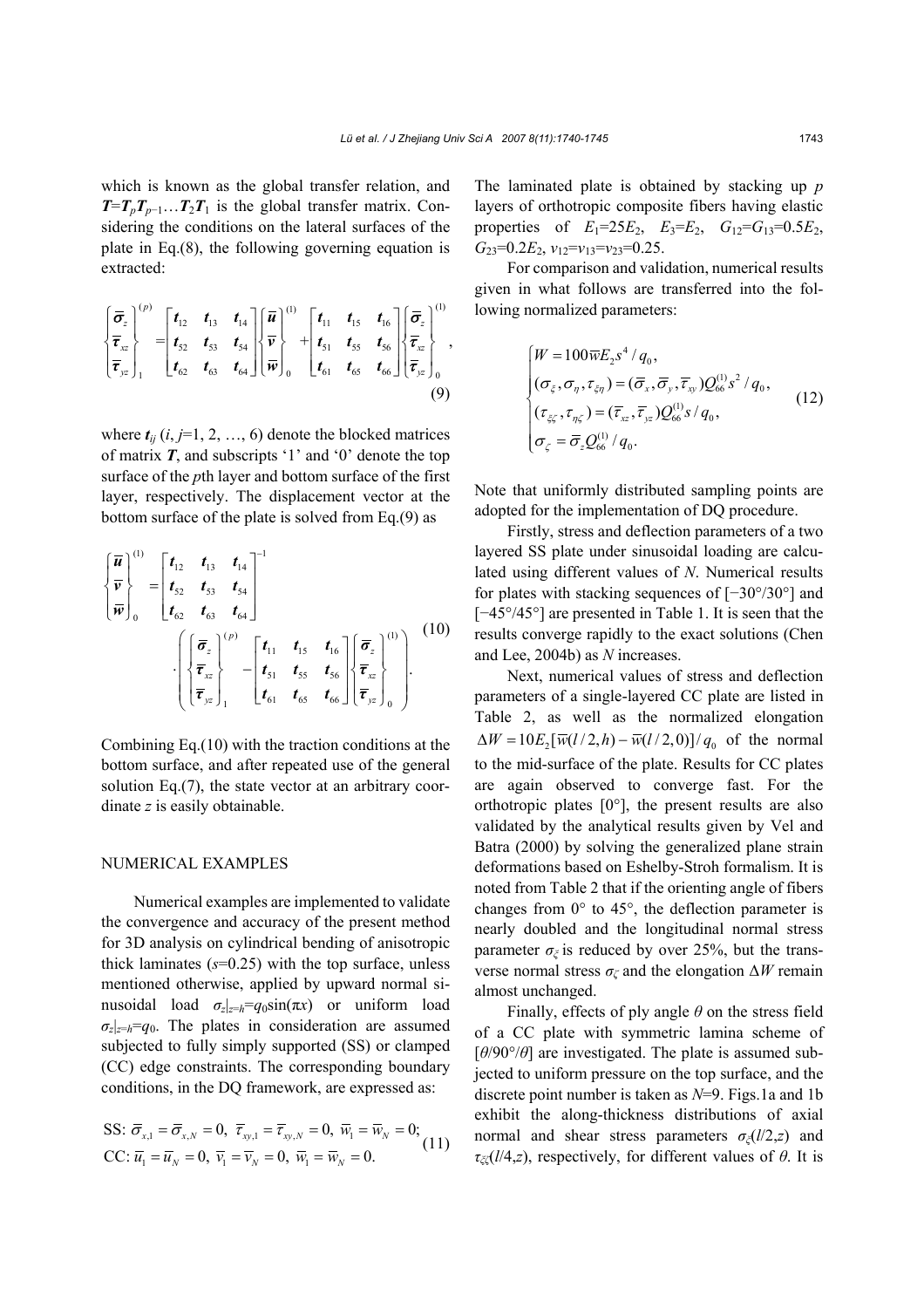which is known as the global transfer relation, and $\boldsymbol{T}=\boldsymbol{T}_p\boldsymbol{T}_{p-1}\ldots\boldsymbol{T}_2\boldsymbol{T}_1$ is the global transfer matrix. Considering the conditions on the lateral surfaces of the plate in Eq.(8), the following governing equation is extracted:

$$
\begin{Bmatrix} \bar{\boldsymbol{\sigma}}_z \\ \bar{\boldsymbol{\tau}}_{xz} \\ \bar{\boldsymbol{\tau}}_{yz} \end{Bmatrix}_1^{(p)} = \begin{bmatrix} \boldsymbol{t}_{12} & \boldsymbol{t}_{13} & \boldsymbol{t}_{14} \\ \boldsymbol{t}_{52} & \boldsymbol{t}_{53} & \boldsymbol{t}_{54} \\ \boldsymbol{t}_{62} & \boldsymbol{t}_{63} & \boldsymbol{t}_{64} \end{bmatrix} \begin{Bmatrix} \bar{\boldsymbol{u}} \\ \bar{\boldsymbol{v}} \\ \bar{\boldsymbol{w}} \end{Bmatrix}_0^{(1)} + \begin{bmatrix} \boldsymbol{t}_{11} & \boldsymbol{t}_{15} & \boldsymbol{t}_{16} \\ \boldsymbol{t}_{51} & \boldsymbol{t}_{55} & \boldsymbol{t}_{56} \\ \boldsymbol{t}_{61} & \boldsymbol{t}_{65} & \boldsymbol{t}_{66} \end{bmatrix} \begin{Bmatrix} \bar{\boldsymbol{\sigma}}_z \\ \bar{\boldsymbol{\tau}}_{xz} \\ \bar{\boldsymbol{\tau}}_{yz} \end{Bmatrix}_0^{(1)}, \tag{9}
$$

where $\boldsymbol{t}_{ij}$ ($i$, $j$=1, 2, …, 6) denote the blocked matrices of matrix $\boldsymbol{T}$, and subscripts '1' and '0' denote the top surface of the $p$th layer and bottom surface of the first layer, respectively. The displacement vector at the bottom surface of the plate is solved from Eq.(9) as

$$
\begin{Bmatrix} \bar{\boldsymbol{u}} \\ \bar{\boldsymbol{v}} \\ \bar{\boldsymbol{w}} \end{Bmatrix}_0^{(1)} = \begin{bmatrix} \boldsymbol{t}_{12} & \boldsymbol{t}_{13} & \boldsymbol{t}_{14} \\ \boldsymbol{t}_{52} & \boldsymbol{t}_{53} & \boldsymbol{t}_{54} \\ \boldsymbol{t}_{62} & \boldsymbol{t}_{63} & \boldsymbol{t}_{64} \end{bmatrix}^{-1} \cdot \left( \begin{Bmatrix} \bar{\boldsymbol{\sigma}}_z \\ \bar{\boldsymbol{\tau}}_{xz} \\ \bar{\boldsymbol{\tau}}_{yz} \end{Bmatrix}_1^{(p)} - \begin{bmatrix} \boldsymbol{t}_{11} & \boldsymbol{t}_{15} & \boldsymbol{t}_{16} \\ \boldsymbol{t}_{51} & \boldsymbol{t}_{55} & \boldsymbol{t}_{56} \\ \boldsymbol{t}_{61} & \boldsymbol{t}_{65} & \boldsymbol{t}_{66} \end{bmatrix} \begin{Bmatrix} \bar{\boldsymbol{\sigma}}_z \\ \bar{\boldsymbol{\tau}}_{xz} \\ \bar{\boldsymbol{\tau}}_{yz} \end{Bmatrix}_0^{(1)} \right). \tag{10}
$$

Combining Eq.(10) with the traction conditions at the bottom surface, and after repeated use of the general solution Eq.(7), the state vector at an arbitrary coordinate $z$ is easily obtainable.

## NUMERICAL EXAMPLES

Numerical examples are implemented to validate the convergence and accuracy of the present method for 3D analysis on cylindrical bending of anisotropic thick laminates ($s$=0.25) with the top surface, unless mentioned otherwise, applied by upward normal sinusoidal load $\sigma_z|_{z=h}=q_0\sin(\pi x)$ or uniform load $\sigma_z|_{z=h}=q_0$. The plates in consideration are assumed subjected to fully simply supported (SS) or clamped (CC) edge constraints. The corresponding boundary conditions, in the DQ framework, are expressed as:

$$
\begin{aligned}
&\text{SS: } \bar{\sigma}_{x,1}=\bar{\sigma}_{x,N}=0,\ \bar{\tau}_{xy,1}=\bar{\tau}_{xy,N}=0,\ \bar{w}_1=\bar{w}_N=0; \\
&\text{CC: } \bar{u}_1=\bar{u}_N=0,\ \bar{v}_1=\bar{v}_N=0,\ \bar{w}_1=\bar{w}_N=0.
\end{aligned} \tag{11}
$$

The laminated plate is obtained by stacking up $p$ layers of orthotropic composite fibers having elastic properties of $E_1=25E_2$, $E_3=E_2$, $G_{12}=G_{13}=0.5E_2$, $G_{23}=0.2E_2$, $\nu_{12}=\nu_{13}=\nu_{23}=0.25$.

For comparison and validation, numerical results given in what follows are transferred into the following normalized parameters:

$$
\begin{cases}
W=100\bar{w}E_2s^4/q_0, \\
(\sigma_\xi,\sigma_\eta,\tau_{\xi\eta})=(\bar{\sigma}_x,\bar{\sigma}_y,\bar{\tau}_{xy})Q_{66}^{(1)}s^2/q_0, \\
(\tau_{\xi\zeta},\tau_{\eta\zeta})=(\bar{\tau}_{xz},\bar{\tau}_{yz})Q_{66}^{(1)}s/q_0, \\
\sigma_\zeta=\bar{\sigma}_zQ_{66}^{(1)}/q_0.
\end{cases} \tag{12}
$$

Note that uniformly distributed sampling points are adopted for the implementation of DQ procedure.

Firstly, stress and deflection parameters of a two layered SS plate under sinusoidal loading are calculated using different values of $N$. Numerical results for plates with stacking sequences of [−30°/30°] and [−45°/45°] are presented in Table 1. It is seen that the results converge rapidly to the exact solutions (Chen and Lee, 2004b) as $N$ increases.

Next, numerical values of stress and deflection parameters of a single-layered CC plate are listed in Table 2, as well as the normalized elongation $\Delta W=10E_2[\bar{w}(l/2,h)-\bar{w}(l/2,0)]/q_0$ of the normal to the mid-surface of the plate. Results for CC plates are again observed to converge fast. For the orthotropic plates [0°], the present results are also validated by the analytical results given by Vel and Batra (2000) by solving the generalized plane strain deformations based on Eshelby-Stroh formalism. It is noted from Table 2 that if the orienting angle of fibers changes from 0° to 45°, the deflection parameter is nearly doubled and the longitudinal normal stress parameter $\sigma_\xi$ is reduced by over 25%, but the transverse normal stress $\sigma_\zeta$ and the elongation $\Delta W$ remain almost unchanged.

Finally, effects of ply angle $\theta$ on the stress field of a CC plate with symmetric lamina scheme of [$\theta$/90°/$\theta$] are investigated. The plate is assumed subjected to uniform pressure on the top surface, and the discrete point number is taken as $N$=9. Figs.1a and 1b exhibit the along-thickness distributions of axial normal and shear stress parameters $\sigma_\xi(l/2,z)$ and $\tau_{\xi\zeta}(l/4,z)$, respectively, for different values of $\theta$. It is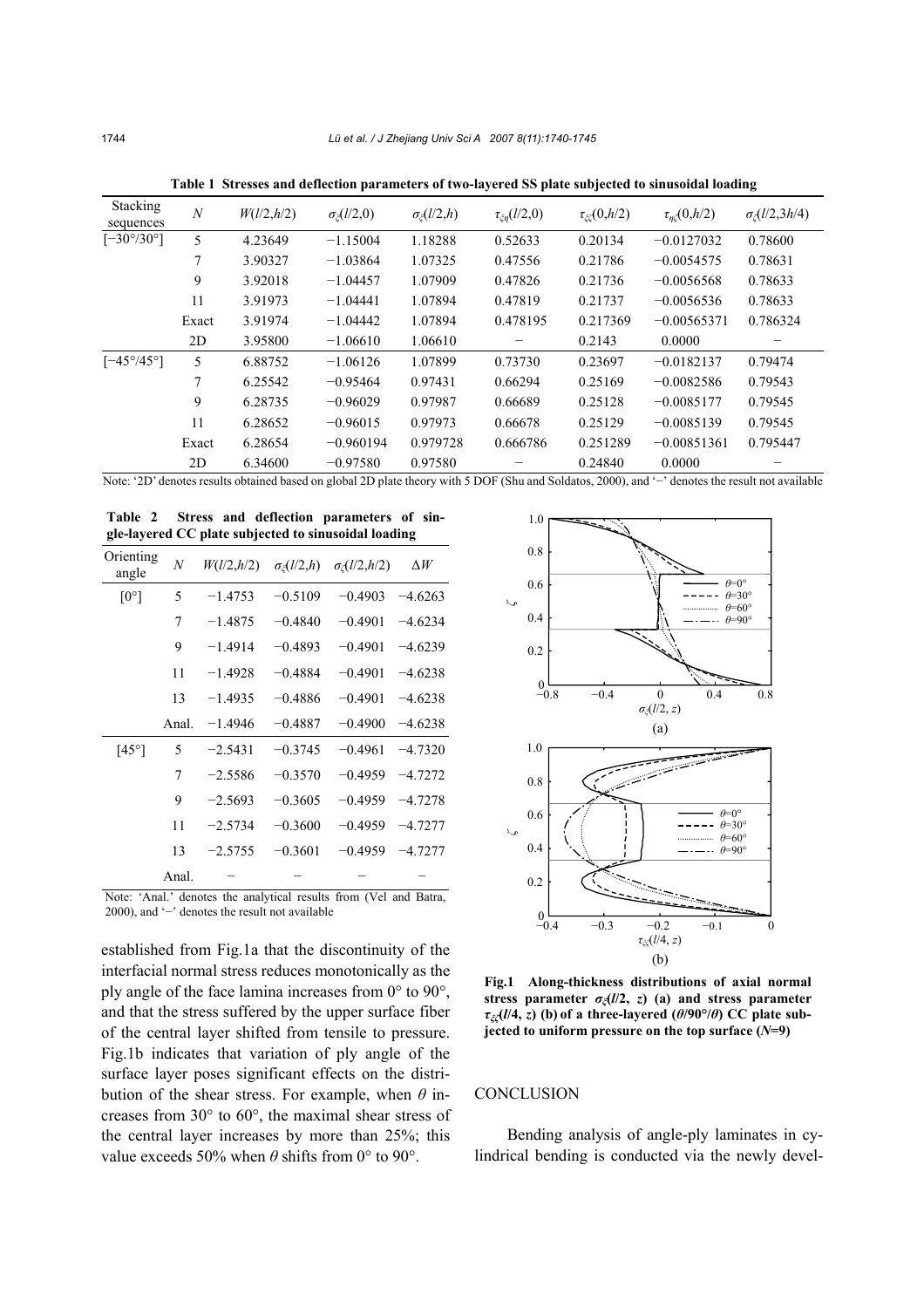**Table 1 Stresses and deflection parameters of two-layered SS plate subjected to sinusoidal loading**

| Stacking sequences | $N$ | $W(l/2,h/2)$ | $\sigma_\varsigma(l/2,0)$ | $\sigma_\varsigma(l/2,h)$ | $\tau_{\xi\eta}(l/2,0)$ | $\tau_{\xi\zeta}(0,h/2)$ | $\tau_{\eta\zeta}(0,h/2)$ | $\sigma_\zeta(l/2,3h/4)$ |
|---|---|---|---|---|---|---|---|---|
| [−30°/30°] | 5 | 4.23649 | −1.15004 | 1.18288 | 0.52633 | 0.20134 | −0.0127032 | 0.78600 |
| | 7 | 3.90327 | −1.03864 | 1.07325 | 0.47556 | 0.21786 | −0.0054575 | 0.78631 |
| | 9 | 3.92018 | −1.04457 | 1.07909 | 0.47826 | 0.21736 | −0.0056568 | 0.78633 |
| | 11 | 3.91973 | −1.04441 | 1.07894 | 0.47819 | 0.21737 | −0.0056536 | 0.78633 |
| | Exact | 3.91974 | −1.04442 | 1.07894 | 0.478195 | 0.217369 | −0.00565371 | 0.786324 |
| | 2D | 3.95800 | −1.06610 | 1.06610 | − | 0.2143 | 0.0000 | − |
| [−45°/45°] | 5 | 6.88752 | −1.06126 | 1.07899 | 0.73730 | 0.23697 | −0.0182137 | 0.79474 |
| | 7 | 6.25542 | −0.95464 | 0.97431 | 0.66294 | 0.25169 | −0.0082586 | 0.79543 |
| | 9 | 6.28735 | −0.96029 | 0.97987 | 0.66689 | 0.25128 | −0.0085177 | 0.79545 |
| | 11 | 6.28652 | −0.96015 | 0.97973 | 0.66678 | 0.25129 | −0.0085139 | 0.79545 |
| | Exact | 6.28654 | −0.960194 | 0.979728 | 0.666786 | 0.251289 | −0.00851361 | 0.795447 |
| | 2D | 6.34600 | −0.97580 | 0.97580 | − | 0.24840 | 0.0000 | − |

Note: '2D' denotes results obtained based on global 2D plate theory with 5 DOF (Shu and Soldatos, 2000), and '−' denotes the result not available

**Table 2 Stress and deflection parameters of single-layered CC plate subjected to sinusoidal loading**

| Orienting angle | $N$ | $W(l/2,h/2)$ | $\sigma_\xi(l/2,h)$ | $\sigma_\zeta(l/2,h/2)$ | $\Delta W$ |
|---|---|---|---|---|---|
| [0°] | 5 | −1.4753 | −0.5109 | −0.4903 | −4.6263 |
| | 7 | −1.4875 | −0.4840 | −0.4901 | −4.6234 |
| | 9 | −1.4914 | −0.4893 | −0.4901 | −4.6239 |
| | 11 | −1.4928 | −0.4884 | −0.4901 | −4.6238 |
| | 13 | −1.4935 | −0.4886 | −0.4901 | −4.6238 |
| | Anal. | −1.4946 | −0.4887 | −0.4900 | −4.6238 |
| [45°] | 5 | −2.5431 | −0.3745 | −0.4961 | −4.7320 |
| | 7 | −2.5586 | −0.3570 | −0.4959 | −4.7272 |
| | 9 | −2.5693 | −0.3605 | −0.4959 | −4.7278 |
| | 11 | −2.5734 | −0.3600 | −0.4959 | −4.7277 |
| | 13 | −2.5755 | −0.3601 | −0.4959 | −4.7277 |
| | Anal. | − | − | − | − |

Note: 'Anal.' denotes the analytical results from (Vel and Batra, 2000), and '−' denotes the result not available

established from Fig.1a that the discontinuity of the interfacial normal stress reduces monotonically as the ply angle of the face lamina increases from 0° to 90°, and that the stress suffered by the upper surface fiber of the central layer shifted from tensile to pressure. Fig.1b indicates that variation of ply angle of the surface layer poses significant effects on the distribution of the shear stress. For example, when $\theta$ increases from 30° to 60°, the maximal shear stress of the central layer increases by more than 25%; this value exceeds 50% when $\theta$ shifts from 0° to 90°.

**Fig.1 Along-thickness distributions of axial normal stress parameter $\sigma_\xi(l/2, z)$ (a) and stress parameter $\tau_{\xi\zeta}(l/4, z)$ (b) of a three-layered ($\theta$/90°/$\theta$) CC plate subjected to uniform pressure on the top surface ($N$=9)**

## CONCLUSION

Bending analysis of angle-ply laminates in cylindrical bending is conducted via the newly devel-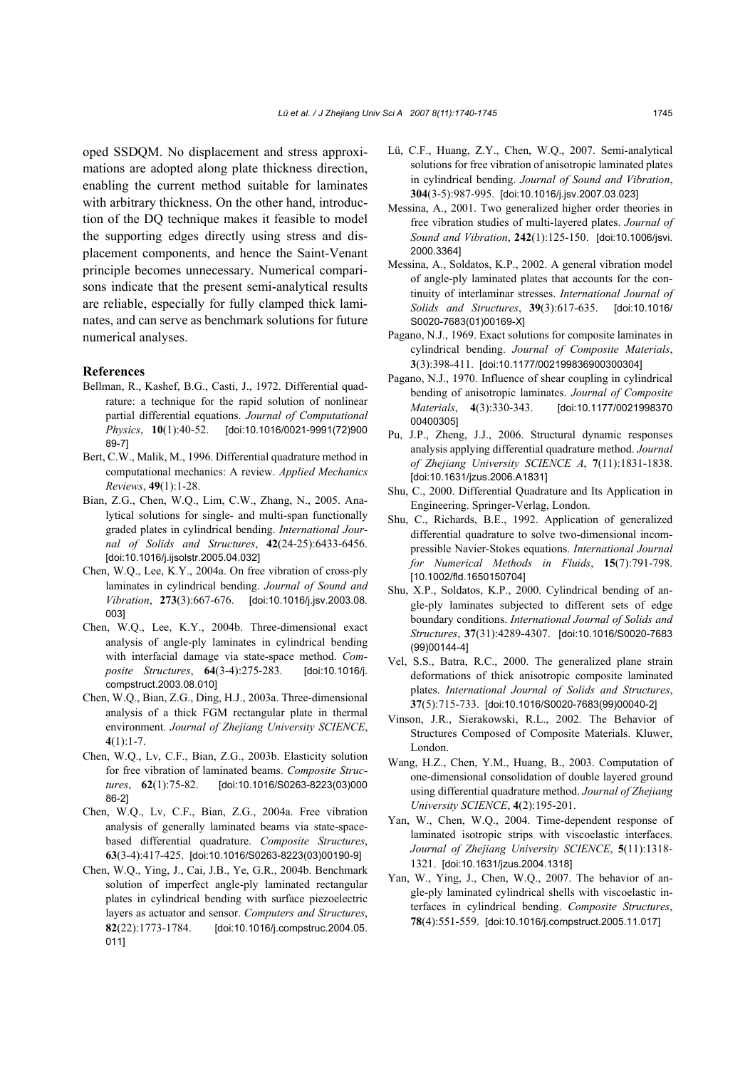oped SSDQM. No displacement and stress approximations are adopted along plate thickness direction, enabling the current method suitable for laminates with arbitrary thickness. On the other hand, introduction of the DQ technique makes it feasible to model the supporting edges directly using stress and displacement components, and hence the Saint-Venant principle becomes unnecessary. Numerical comparisons indicate that the present semi-analytical results are reliable, especially for fully clamped thick laminates, and can serve as benchmark solutions for future numerical analyses.

## References

Bellman, R., Kashef, B.G., Casti, J., 1972. Differential quadrature: a technique for the rapid solution of nonlinear partial differential equations. *Journal of Computational Physics*, **10**(1):40-52. [doi:10.1016/0021-9991(72)90089-7]

Bert, C.W., Malik, M., 1996. Differential quadrature method in computational mechanics: A review. *Applied Mechanics Reviews*, **49**(1):1-28.

Bian, Z.G., Chen, W.Q., Lim, C.W., Zhang, N., 2005. Analytical solutions for single- and multi-span functionally graded plates in cylindrical bending. *International Journal of Solids and Structures*, **42**(24-25):6433-6456. [doi:10.1016/j.ijsolstr.2005.04.032]

Chen, W.Q., Lee, K.Y., 2004a. On free vibration of cross-ply laminates in cylindrical bending. *Journal of Sound and Vibration*, **273**(3):667-676. [doi:10.1016/j.jsv.2003.08.003]

Chen, W.Q., Lee, K.Y., 2004b. Three-dimensional exact analysis of angle-ply laminates in cylindrical bending with interfacial damage via state-space method. *Composite Structures*, **64**(3-4):275-283. [doi:10.1016/j.compstruct.2003.08.010]

Chen, W.Q., Bian, Z.G., Ding, H.J., 2003a. Three-dimensional analysis of a thick FGM rectangular plate in thermal environment. *Journal of Zhejiang University SCIENCE*, **4**(1):1-7.

Chen, W.Q., Lv, C.F., Bian, Z.G., 2003b. Elasticity solution for free vibration of laminated beams. *Composite Structures*, **62**(1):75-82. [doi:10.1016/S0263-8223(03)00086-2]

Chen, W.Q., Lv, C.F., Bian, Z.G., 2004a. Free vibration analysis of generally laminated beams via state-space-based differential quadrature. *Composite Structures*, **63**(3-4):417-425. [doi:10.1016/S0263-8223(03)00190-9]

Chen, W.Q., Ying, J., Cai, J.B., Ye, G.R., 2004b. Benchmark solution of imperfect angle-ply laminated rectangular plates in cylindrical bending with surface piezoelectric layers as actuator and sensor. *Computers and Structures*, **82**(22):1773-1784. [doi:10.1016/j.compstruc.2004.05.011]

Lü, C.F., Huang, Z.Y., Chen, W.Q., 2007. Semi-analytical solutions for free vibration of anisotropic laminated plates in cylindrical bending. *Journal of Sound and Vibration*, **304**(3-5):987-995. [doi:10.1016/j.jsv.2007.03.023]

Messina, A., 2001. Two generalized higher order theories in free vibration studies of multi-layered plates. *Journal of Sound and Vibration*, **242**(1):125-150. [doi:10.1006/jsvi.2000.3364]

Messina, A., Soldatos, K.P., 2002. A general vibration model of angle-ply laminated plates that accounts for the continuity of interlaminar stresses. *International Journal of Solids and Structures*, **39**(3):617-635. [doi:10.1016/S0020-7683(01)00169-X]

Pagano, N.J., 1969. Exact solutions for composite laminates in cylindrical bending. *Journal of Composite Materials*, **3**(3):398-411. [doi:10.1177/002199836900300304]

Pagano, N.J., 1970. Influence of shear coupling in cylindrical bending of anisotropic laminates. *Journal of Composite Materials*, **4**(3):330-343. [doi:10.1177/002199837000400305]

Pu, J.P., Zheng, J.J., 2006. Structural dynamic responses analysis applying differential quadrature method. *Journal of Zhejiang University SCIENCE A*, **7**(11):1831-1838. [doi:10.1631/jzus.2006.A1831]

Shu, C., 2000. Differential Quadrature and Its Application in Engineering. Springer-Verlag, London.

Shu, C., Richards, B.E., 1992. Application of generalized differential quadrature to solve two-dimensional incompressible Navier-Stokes equations. *International Journal for Numerical Methods in Fluids*, **15**(7):791-798. [10.1002/fld.1650150704]

Shu, X.P., Soldatos, K.P., 2000. Cylindrical bending of angle-ply laminates subjected to different sets of edge boundary conditions. *International Journal of Solids and Structures*, **37**(31):4289-4307. [doi:10.1016/S0020-7683(99)00144-4]

Vel, S.S., Batra, R.C., 2000. The generalized plane strain deformations of thick anisotropic composite laminated plates. *International Journal of Solids and Structures*, **37**(5):715-733. [doi:10.1016/S0020-7683(99)00040-2]

Vinson, J.R., Sierakowski, R.L., 2002. The Behavior of Structures Composed of Composite Materials. Kluwer, London.

Wang, H.Z., Chen, Y.M., Huang, B., 2003. Computation of one-dimensional consolidation of double layered ground using differential quadrature method. *Journal of Zhejiang University SCIENCE*, **4**(2):195-201.

Yan, W., Chen, W.Q., 2004. Time-dependent response of laminated isotropic strips with viscoelastic interfaces. *Journal of Zhejiang University SCIENCE*, **5**(11):1318-1321. [doi:10.1631/jzus.2004.1318]

Yan, W., Ying, J., Chen, W.Q., 2007. The behavior of angle-ply laminated cylindrical shells with viscoelastic interfaces in cylindrical bending. *Composite Structures*, **78**(4):551-559. [doi:10.1016/j.compstruct.2005.11.017]